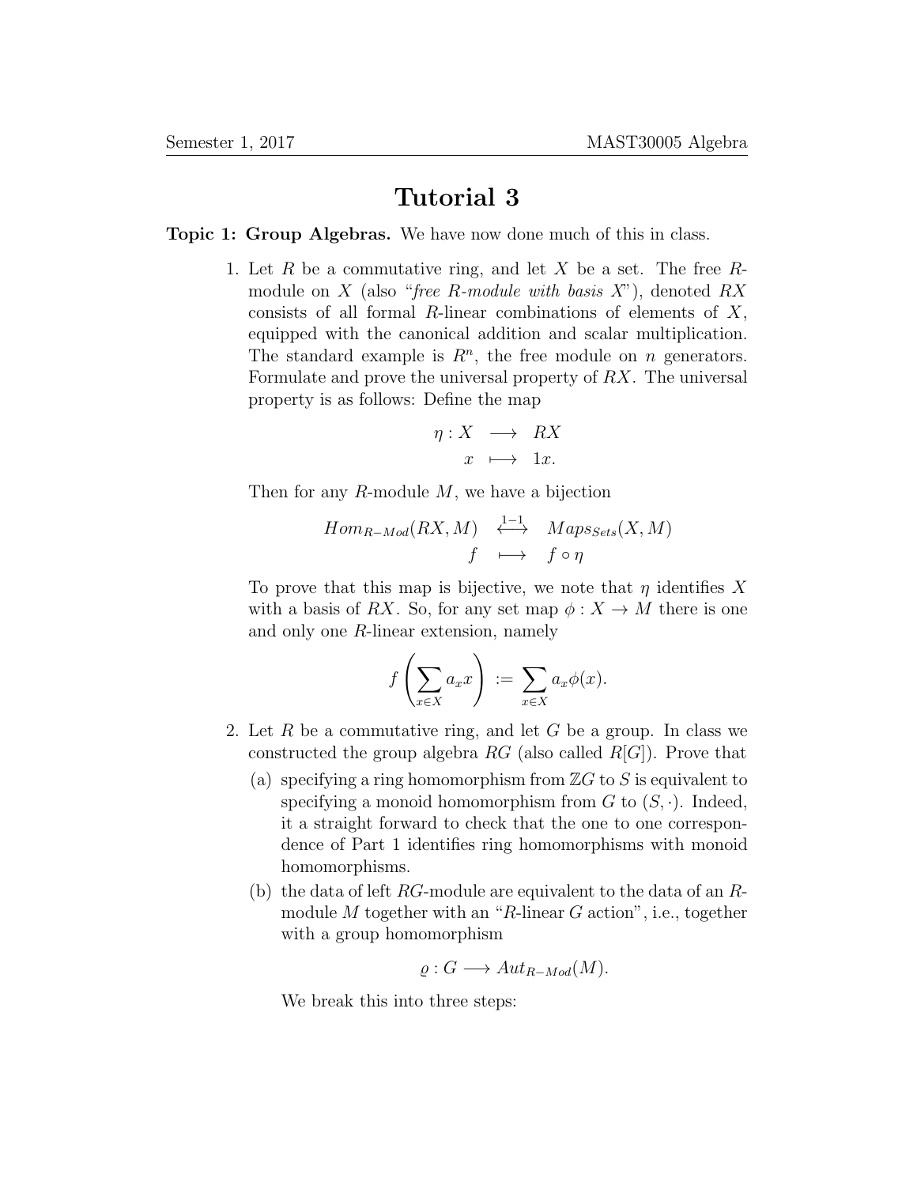# Tutorial 3

**Topic 1: Group Algebras.** We have now done much of this in class.

1. Let $R$ be a commutative ring, and let $X$ be a set. The free $R$-module on $X$ (also "*free $R$-module with basis $X$*"), denoted $RX$ consists of all formal $R$-linear combinations of elements of $X$, equipped with the canonical addition and scalar multiplication. The standard example is $R^n$, the free module on $n$ generators. Formulate and prove the universal property of $RX$. The universal property is as follows: Define the map

$$\begin{aligned} \eta : X &\longrightarrow RX \\ x &\longmapsto 1x. \end{aligned}$$

   Then for any $R$-module $M$, we have a bijection

$$\begin{aligned} Hom_{R-Mod}(RX, M) &\overset{1-1}{\longleftrightarrow} Maps_{Sets}(X, M) \\ f &\longmapsto f \circ \eta \end{aligned}$$

   To prove that this map is bijective, we note that $\eta$ identifies $X$ with a basis of $RX$. So, for any set map $\phi : X \to M$ there is one and only one $R$-linear extension, namely

$$f\left(\sum_{x \in X} a_x x\right) := \sum_{x \in X} a_x \phi(x).$$

2. Let $R$ be a commutative ring, and let $G$ be a group. In class we constructed the group algebra $RG$ (also called $R[G]$). Prove that

   (a) specifying a ring homomorphism from $\mathbb{Z}G$ to $S$ is equivalent to specifying a monoid homomorphism from $G$ to $(S, \cdot)$. Indeed, it a straight forward to check that the one to one correspondence of Part 1 identifies ring homomorphisms with monoid homomorphisms.

   (b) the data of left $RG$-module are equivalent to the data of an $R$-module $M$ together with an "$R$-linear $G$ action", i.e., together with a group homomorphism

$$\varrho : G \longrightarrow Aut_{R-Mod}(M).$$

   We break this into three steps: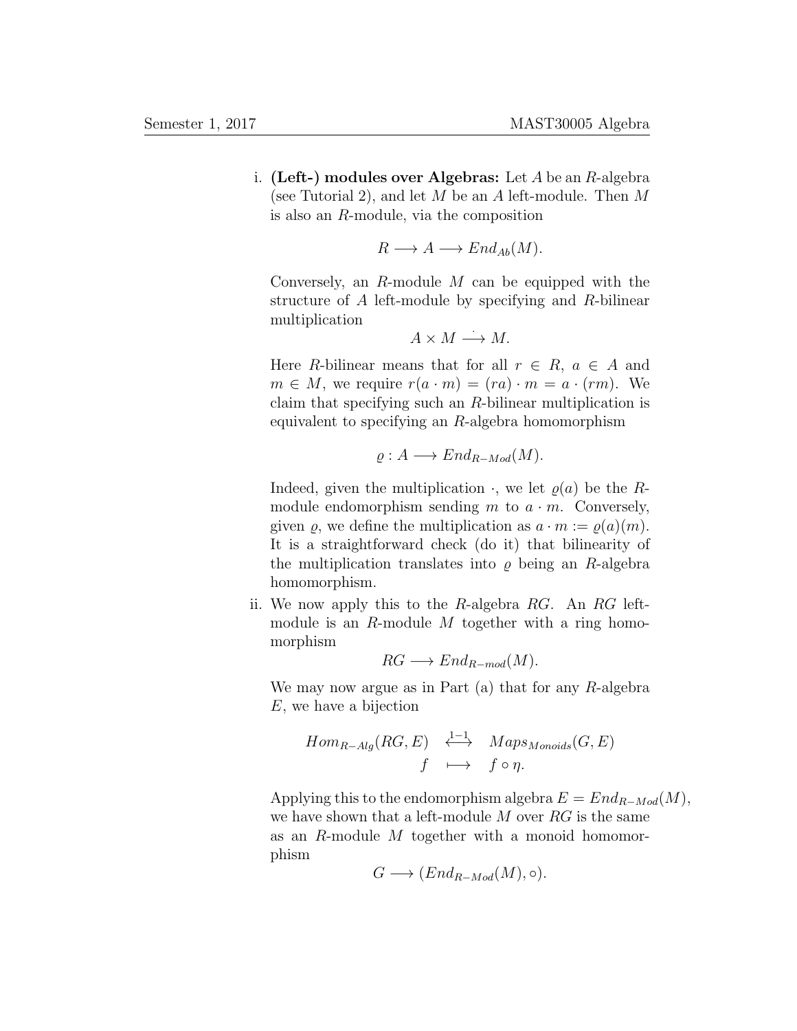i. **(Left-) modules over Algebras:** Let $A$ be an $R$-algebra (see Tutorial 2), and let $M$ be an $A$ left-module. Then $M$ is also an $R$-module, via the composition

$$R \longrightarrow A \longrightarrow End_{Ab}(M).$$

Conversely, an $R$-module $M$ can be equipped with the structure of $A$ left-module by specifying and $R$-bilinear multiplication

$$A \times M \stackrel{\cdot}{\longrightarrow} M.$$

Here $R$-bilinear means that for all $r \in R$, $a \in A$ and $m \in M$, we require $r(a \cdot m) = (ra) \cdot m = a \cdot (rm)$. We claim that specifying such an $R$-bilinear multiplication is equivalent to specifying an $R$-algebra homomorphism

$$\varrho : A \longrightarrow End_{R-Mod}(M).$$

Indeed, given the multiplication $\cdot$, we let $\varrho(a)$ be the $R$-module endomorphism sending $m$ to $a \cdot m$. Conversely, given $\varrho$, we define the multiplication as $a \cdot m := \varrho(a)(m)$. It is a straightforward check (do it) that bilinearity of the multiplication translates into $\varrho$ being an $R$-algebra homomorphism.

ii. We now apply this to the $R$-algebra $RG$. An $RG$ left-module is an $R$-module $M$ together with a ring homomorphism

$$RG \longrightarrow End_{R-mod}(M).$$

We may now argue as in Part (a) that for any $R$-algebra $E$, we have a bijection

$$\begin{array}{ccc} Hom_{R-Alg}(RG, E) & \stackrel{1-1}{\longleftrightarrow} & Maps_{Monoids}(G, E) \\ f & \longmapsto & f \circ \eta. \end{array}$$

Applying this to the endomorphism algebra $E = End_{R-Mod}(M)$, we have shown that a left-module $M$ over $RG$ is the same as an $R$-module $M$ together with a monoid homomorphism

$$G \longrightarrow (End_{R-Mod}(M), \circ).$$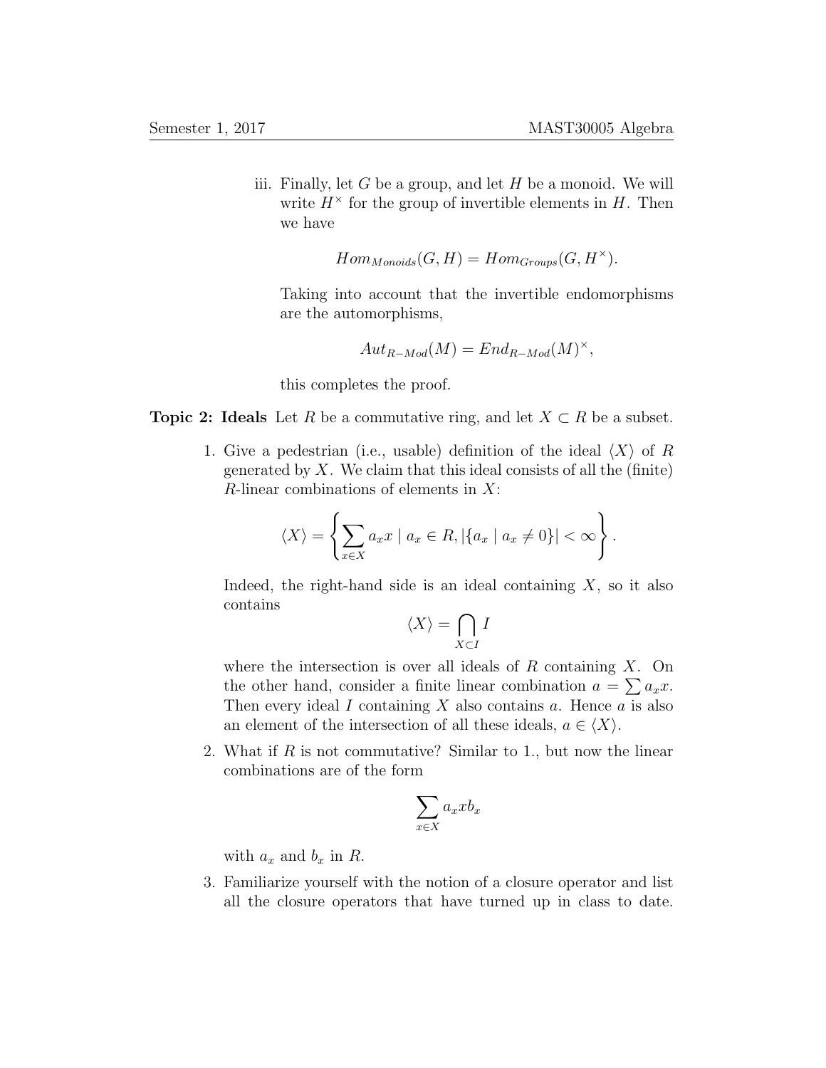iii. Finally, let $G$ be a group, and let $H$ be a monoid. We will write $H^{\times}$ for the group of invertible elements in $H$. Then we have

$$Hom_{Monoids}(G, H) = Hom_{Groups}(G, H^{\times}).$$

Taking into account that the invertible endomorphisms are the automorphisms,

$$Aut_{R-Mod}(M) = End_{R-Mod}(M)^{\times},$$

this completes the proof.

**Topic 2: Ideals** Let $R$ be a commutative ring, and let $X \subset R$ be a subset.

1. Give a pedestrian (i.e., usable) definition of the ideal $\langle X \rangle$ of $R$ generated by $X$. We claim that this ideal consists of all the (finite) $R$-linear combinations of elements in $X$:

$$\langle X \rangle = \left\{ \sum_{x \in X} a_x x \mid a_x \in R, |\{a_x \mid a_x \neq 0\}| < \infty \right\}.$$

   Indeed, the right-hand side is an ideal containing $X$, so it also contains

$$\langle X \rangle = \bigcap_{X \subset I} I$$

   where the intersection is over all ideals of $R$ containing $X$. On the other hand, consider a finite linear combination $a = \sum a_x x$. Then every ideal $I$ containing $X$ also contains $a$. Hence $a$ is also an element of the intersection of all these ideals, $a \in \langle X \rangle$.

2. What if $R$ is not commutative? Similar to 1., but now the linear combinations are of the form

$$\sum_{x \in X} a_x x b_x$$

   with $a_x$ and $b_x$ in $R$.

3. Familiarize yourself with the notion of a closure operator and list all the closure operators that have turned up in class to date.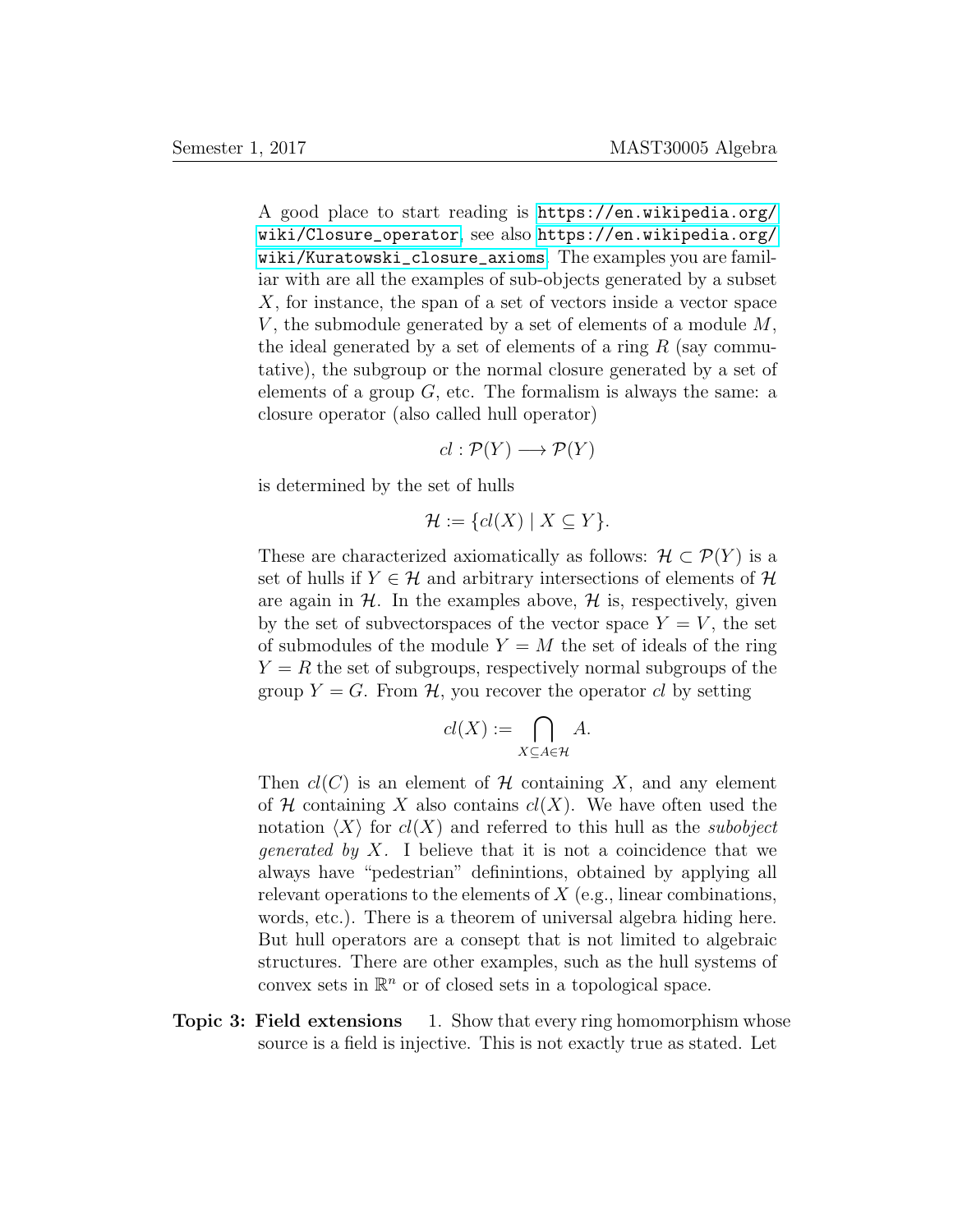A good place to start reading is https://en.wikipedia.org/wiki/Closure_operator, see also https://en.wikipedia.org/wiki/Kuratowski_closure_axioms. The examples you are familiar with are all the examples of sub-objects generated by a subset $X$, for instance, the span of a set of vectors inside a vector space $V$, the submodule generated by a set of elements of a module $M$, the ideal generated by a set of elements of a ring $R$ (say commutative), the subgroup or the normal closure generated by a set of elements of a group $G$, etc. The formalism is always the same: a closure operator (also called hull operator)

$$cl : \mathcal{P}(Y) \longrightarrow \mathcal{P}(Y)$$

is determined by the set of hulls

$$\mathcal{H} := \{cl(X) \mid X \subseteq Y\}.$$

These are characterized axiomatically as follows: $\mathcal{H} \subset \mathcal{P}(Y)$ is a set of hulls if $Y \in \mathcal{H}$ and arbitrary intersections of elements of $\mathcal{H}$ are again in $\mathcal{H}$. In the examples above, $\mathcal{H}$ is, respectively, given by the set of subvectorspaces of the vector space $Y = V$, the set of submodules of the module $Y = M$ the set of ideals of the ring $Y = R$ the set of subgroups, respectively normal subgroups of the group $Y = G$. From $\mathcal{H}$, you recover the operator $cl$ by setting

$$cl(X) := \bigcap_{X \subseteq A \in \mathcal{H}} A.$$

Then $cl(C)$ is an element of $\mathcal{H}$ containing $X$, and any element of $\mathcal{H}$ containing $X$ also contains $cl(X)$. We have often used the notation $\langle X \rangle$ for $cl(X)$ and referred to this hull as the *subobject generated by* $X$. I believe that it is not a coincidence that we always have "pedestrian" definintions, obtained by applying all relevant operations to the elements of $X$ (e.g., linear combinations, words, etc.). There is a theorem of universal algebra hiding here. But hull operators are a consept that is not limited to algebraic structures. There are other examples, such as the hull systems of convex sets in $\mathbb{R}^n$ or of closed sets in a topological space.

**Topic 3: Field extensions**

1. Show that every ring homomorphism whose source is a field is injective. This is not exactly true as stated. Let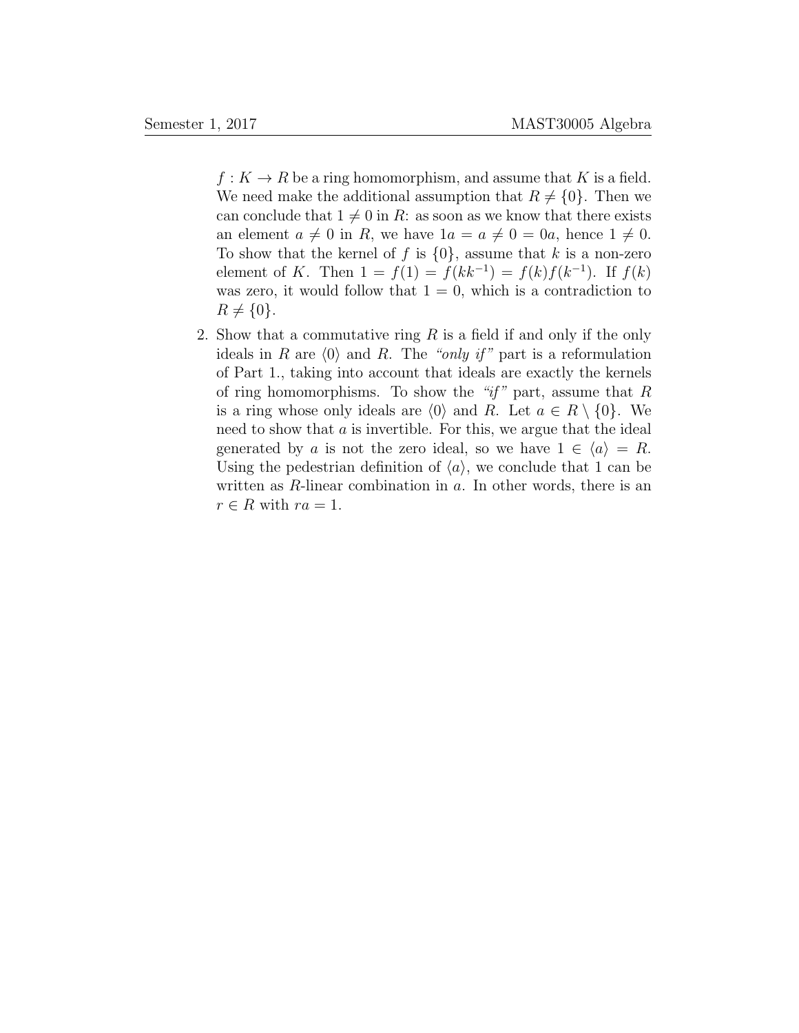$f : K \to R$ be a ring homomorphism, and assume that $K$ is a field. We need make the additional assumption that $R \neq \{0\}$. Then we can conclude that $1 \neq 0$ in $R$: as soon as we know that there exists an element $a \neq 0$ in $R$, we have $1a = a \neq 0 = 0a$, hence $1 \neq 0$. To show that the kernel of $f$ is $\{0\}$, assume that $k$ is a non-zero element of $K$. Then $1 = f(1) = f(kk^{-1}) = f(k)f(k^{-1})$. If $f(k)$ was zero, it would follow that $1 = 0$, which is a contradiction to $R \neq \{0\}$.

2. Show that a commutative ring $R$ is a field if and only if the only ideals in $R$ are $\langle 0 \rangle$ and $R$. The *"only if"* part is a reformulation of Part 1., taking into account that ideals are exactly the kernels of ring homomorphisms. To show the *"if"* part, assume that $R$ is a ring whose only ideals are $\langle 0 \rangle$ and $R$. Let $a \in R \setminus \{0\}$. We need to show that $a$ is invertible. For this, we argue that the ideal generated by $a$ is not the zero ideal, so we have $1 \in \langle a \rangle = R$. Using the pedestrian definition of $\langle a \rangle$, we conclude that 1 can be written as $R$-linear combination in $a$. In other words, there is an $r \in R$ with $ra = 1$.